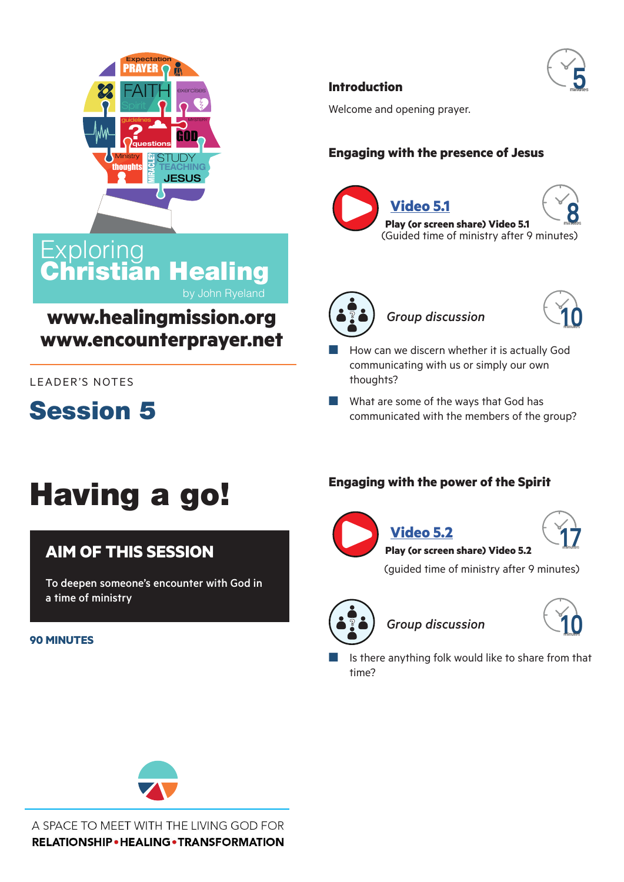Exploring
**Christian Healing**
by John Ryeland

**www.healingmission.org**
**www.encounterprayer.net**

LEADER'S NOTES

# Session 5

# Having a go!

## AIM OF THIS SESSION

To deepen someone's encounter with God in a time of ministry

**90 MINUTES**

### Introduction

5 minutes

Welcome and opening prayer.

### Engaging with the presence of Jesus

**Video 5.1**

8 minutes

**Play (or screen share) Video 5.1**
(Guided time of ministry after 9 minutes)

*Group discussion*

10 minutes

- How can we discern whether it is actually God communicating with us or simply our own thoughts?
- What are some of the ways that God has communicated with the members of the group?

### Engaging with the power of the Spirit

**Video 5.2**

17 minutes

**Play (or screen share) Video 5.2**
(guided time of ministry after 9 minutes)

*Group discussion*

10 minutes

- Is there anything folk would like to share from that time?

A SPACE TO MEET WITH THE LIVING GOD FOR
**RELATIONSHIP • HEALING • TRANSFORMATION**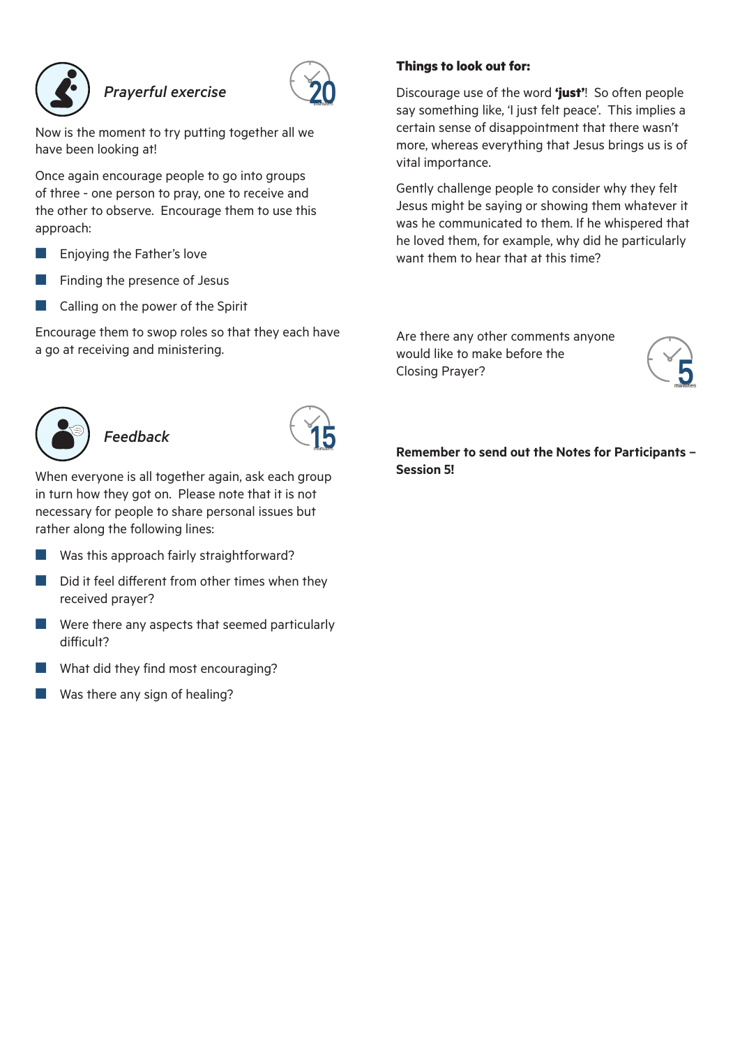### *Prayerful exercise*

20 minutes

Now is the moment to try putting together all we have been looking at!

Once again encourage people to go into groups of three - one person to pray, one to receive and the other to observe. Encourage them to use this approach:

- Enjoying the Father's love
- Finding the presence of Jesus
- Calling on the power of the Spirit

Encourage them to swop roles so that they each have a go at receiving and ministering.

### *Feedback*

15 minutes

When everyone is all together again, ask each group in turn how they got on. Please note that it is not necessary for people to share personal issues but rather along the following lines:

- Was this approach fairly straightforward?
- Did it feel different from other times when they received prayer?
- Were there any aspects that seemed particularly difficult?
- What did they find most encouraging?
- Was there any sign of healing?

**Things to look out for:**

Discourage use of the word **'just'**! So often people say something like, 'I just felt peace'. This implies a certain sense of disappointment that there wasn't more, whereas everything that Jesus brings us is of vital importance.

Gently challenge people to consider why they felt Jesus might be saying or showing them whatever it was he communicated to them. If he whispered that he loved them, for example, why did he particularly want them to hear that at this time?

Are there any other comments anyone would like to make before the Closing Prayer?

5 minutes

**Remember to send out the Notes for Participants – Session 5!**